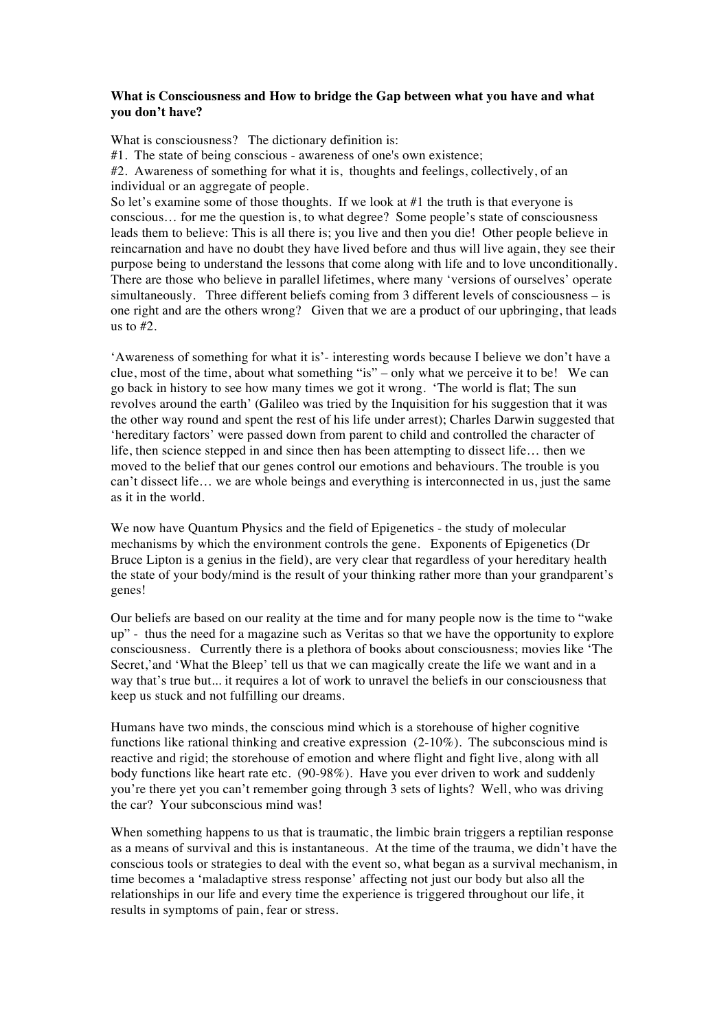**What is Consciousness and How to bridge the Gap between what you have and what you don't have?**

What is consciousness? The dictionary definition is:
#1. The state of being conscious - awareness of one's own existence;
#2. Awareness of something for what it is, thoughts and feelings, collectively, of an individual or an aggregate of people.
So let's examine some of those thoughts. If we look at #1 the truth is that everyone is conscious… for me the question is, to what degree? Some people's state of consciousness leads them to believe: This is all there is; you live and then you die! Other people believe in reincarnation and have no doubt they have lived before and thus will live again, they see their purpose being to understand the lessons that come along with life and to love unconditionally. There are those who believe in parallel lifetimes, where many 'versions of ourselves' operate simultaneously. Three different beliefs coming from 3 different levels of consciousness – is one right and are the others wrong? Given that we are a product of our upbringing, that leads us to #2.

'Awareness of something for what it is'- interesting words because I believe we don't have a clue, most of the time, about what something "is" – only what we perceive it to be! We can go back in history to see how many times we got it wrong. 'The world is flat; The sun revolves around the earth' (Galileo was tried by the Inquisition for his suggestion that it was the other way round and spent the rest of his life under arrest); Charles Darwin suggested that 'hereditary factors' were passed down from parent to child and controlled the character of life, then science stepped in and since then has been attempting to dissect life… then we moved to the belief that our genes control our emotions and behaviours. The trouble is you can't dissect life… we are whole beings and everything is interconnected in us, just the same as it in the world.

We now have Quantum Physics and the field of Epigenetics - the study of molecular mechanisms by which the environment controls the gene. Exponents of Epigenetics (Dr Bruce Lipton is a genius in the field), are very clear that regardless of your hereditary health the state of your body/mind is the result of your thinking rather more than your grandparent's genes!

Our beliefs are based on our reality at the time and for many people now is the time to "wake up" - thus the need for a magazine such as Veritas so that we have the opportunity to explore consciousness. Currently there is a plethora of books about consciousness; movies like 'The Secret,'and 'What the Bleep' tell us that we can magically create the life we want and in a way that's true but... it requires a lot of work to unravel the beliefs in our consciousness that keep us stuck and not fulfilling our dreams.

Humans have two minds, the conscious mind which is a storehouse of higher cognitive functions like rational thinking and creative expression (2-10%). The subconscious mind is reactive and rigid; the storehouse of emotion and where flight and fight live, along with all body functions like heart rate etc. (90-98%). Have you ever driven to work and suddenly you're there yet you can't remember going through 3 sets of lights? Well, who was driving the car? Your subconscious mind was!

When something happens to us that is traumatic, the limbic brain triggers a reptilian response as a means of survival and this is instantaneous. At the time of the trauma, we didn't have the conscious tools or strategies to deal with the event so, what began as a survival mechanism, in time becomes a 'maladaptive stress response' affecting not just our body but also all the relationships in our life and every time the experience is triggered throughout our life, it results in symptoms of pain, fear or stress.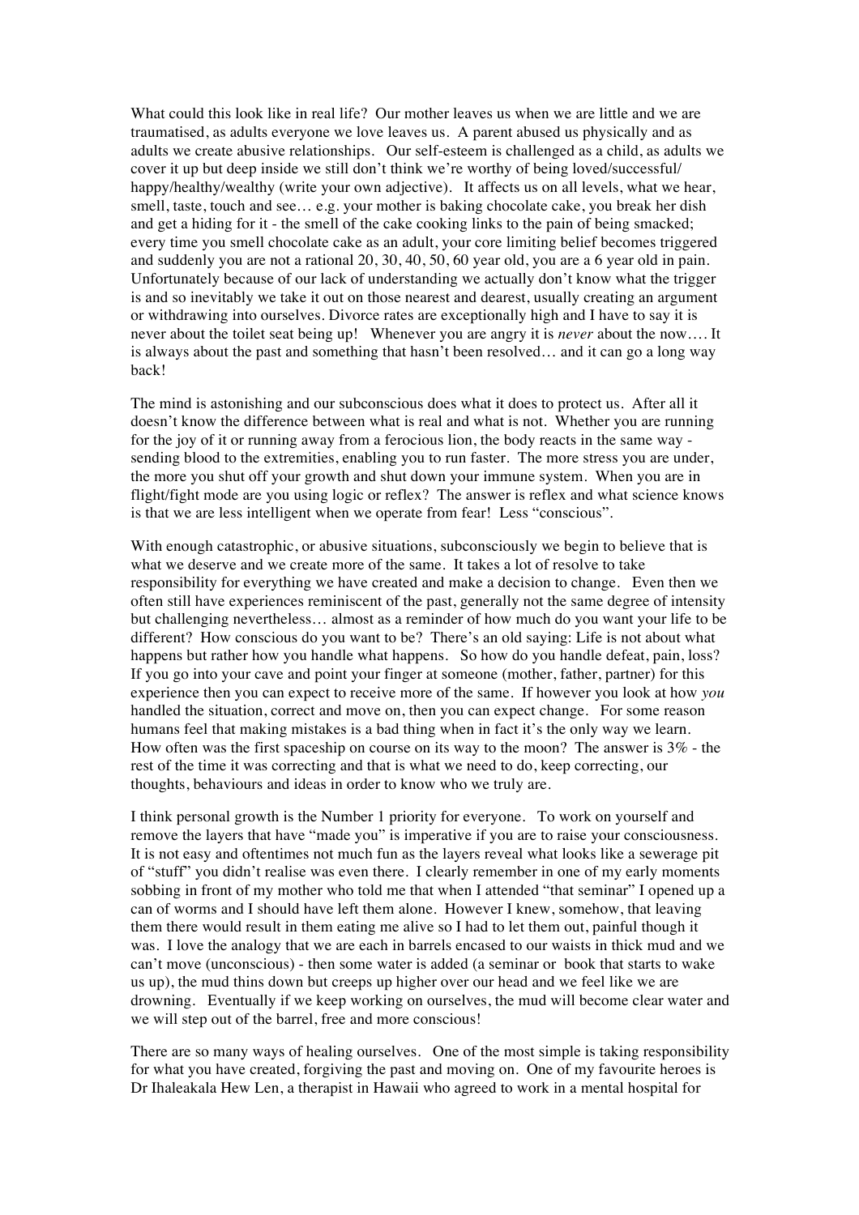What could this look like in real life? Our mother leaves us when we are little and we are traumatised, as adults everyone we love leaves us. A parent abused us physically and as adults we create abusive relationships. Our self-esteem is challenged as a child, as adults we cover it up but deep inside we still don't think we're worthy of being loved/successful/ happy/healthy/wealthy (write your own adjective). It affects us on all levels, what we hear, smell, taste, touch and see… e.g. your mother is baking chocolate cake, you break her dish and get a hiding for it - the smell of the cake cooking links to the pain of being smacked; every time you smell chocolate cake as an adult, your core limiting belief becomes triggered and suddenly you are not a rational 20, 30, 40, 50, 60 year old, you are a 6 year old in pain. Unfortunately because of our lack of understanding we actually don't know what the trigger is and so inevitably we take it out on those nearest and dearest, usually creating an argument or withdrawing into ourselves. Divorce rates are exceptionally high and I have to say it is never about the toilet seat being up! Whenever you are angry it is *never* about the now…. It is always about the past and something that hasn't been resolved… and it can go a long way back!

The mind is astonishing and our subconscious does what it does to protect us. After all it doesn't know the difference between what is real and what is not. Whether you are running for the joy of it or running away from a ferocious lion, the body reacts in the same way - sending blood to the extremities, enabling you to run faster. The more stress you are under, the more you shut off your growth and shut down your immune system. When you are in flight/fight mode are you using logic or reflex? The answer is reflex and what science knows is that we are less intelligent when we operate from fear! Less "conscious".

With enough catastrophic, or abusive situations, subconsciously we begin to believe that is what we deserve and we create more of the same. It takes a lot of resolve to take responsibility for everything we have created and make a decision to change. Even then we often still have experiences reminiscent of the past, generally not the same degree of intensity but challenging nevertheless… almost as a reminder of how much do you want your life to be different? How conscious do you want to be? There's an old saying: Life is not about what happens but rather how you handle what happens. So how do you handle defeat, pain, loss? If you go into your cave and point your finger at someone (mother, father, partner) for this experience then you can expect to receive more of the same. If however you look at how *you* handled the situation, correct and move on, then you can expect change. For some reason humans feel that making mistakes is a bad thing when in fact it's the only way we learn. How often was the first spaceship on course on its way to the moon? The answer is 3% - the rest of the time it was correcting and that is what we need to do, keep correcting, our thoughts, behaviours and ideas in order to know who we truly are.

I think personal growth is the Number 1 priority for everyone. To work on yourself and remove the layers that have "made you" is imperative if you are to raise your consciousness. It is not easy and oftentimes not much fun as the layers reveal what looks like a sewerage pit of "stuff" you didn't realise was even there. I clearly remember in one of my early moments sobbing in front of my mother who told me that when I attended "that seminar" I opened up a can of worms and I should have left them alone. However I knew, somehow, that leaving them there would result in them eating me alive so I had to let them out, painful though it was. I love the analogy that we are each in barrels encased to our waists in thick mud and we can't move (unconscious) - then some water is added (a seminar or book that starts to wake us up), the mud thins down but creeps up higher over our head and we feel like we are drowning. Eventually if we keep working on ourselves, the mud will become clear water and we will step out of the barrel, free and more conscious!

There are so many ways of healing ourselves. One of the most simple is taking responsibility for what you have created, forgiving the past and moving on. One of my favourite heroes is Dr Ihaleakala Hew Len, a therapist in Hawaii who agreed to work in a mental hospital for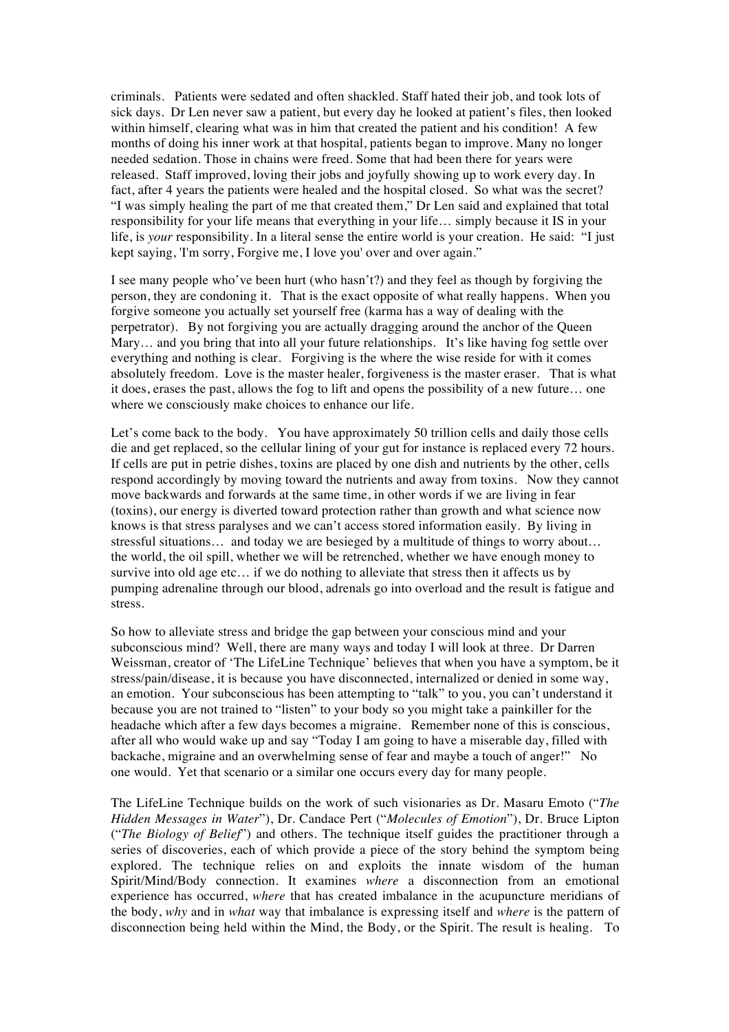criminals. Patients were sedated and often shackled. Staff hated their job, and took lots of sick days. Dr Len never saw a patient, but every day he looked at patient's files, then looked within himself, clearing what was in him that created the patient and his condition! A few months of doing his inner work at that hospital, patients began to improve. Many no longer needed sedation. Those in chains were freed. Some that had been there for years were released. Staff improved, loving their jobs and joyfully showing up to work every day. In fact, after 4 years the patients were healed and the hospital closed. So what was the secret? "I was simply healing the part of me that created them," Dr Len said and explained that total responsibility for your life means that everything in your life… simply because it IS in your life, is *your* responsibility. In a literal sense the entire world is your creation. He said: "I just kept saying, 'I'm sorry, Forgive me, I love you' over and over again."

I see many people who've been hurt (who hasn't?) and they feel as though by forgiving the person, they are condoning it. That is the exact opposite of what really happens. When you forgive someone you actually set yourself free (karma has a way of dealing with the perpetrator). By not forgiving you are actually dragging around the anchor of the Queen Mary… and you bring that into all your future relationships. It's like having fog settle over everything and nothing is clear. Forgiving is the where the wise reside for with it comes absolutely freedom. Love is the master healer, forgiveness is the master eraser. That is what it does, erases the past, allows the fog to lift and opens the possibility of a new future… one where we consciously make choices to enhance our life.

Let's come back to the body. You have approximately 50 trillion cells and daily those cells die and get replaced, so the cellular lining of your gut for instance is replaced every 72 hours. If cells are put in petrie dishes, toxins are placed by one dish and nutrients by the other, cells respond accordingly by moving toward the nutrients and away from toxins. Now they cannot move backwards and forwards at the same time, in other words if we are living in fear (toxins), our energy is diverted toward protection rather than growth and what science now knows is that stress paralyses and we can't access stored information easily. By living in stressful situations… and today we are besieged by a multitude of things to worry about… the world, the oil spill, whether we will be retrenched, whether we have enough money to survive into old age etc… if we do nothing to alleviate that stress then it affects us by pumping adrenaline through our blood, adrenals go into overload and the result is fatigue and stress.

So how to alleviate stress and bridge the gap between your conscious mind and your subconscious mind? Well, there are many ways and today I will look at three. Dr Darren Weissman, creator of 'The LifeLine Technique' believes that when you have a symptom, be it stress/pain/disease, it is because you have disconnected, internalized or denied in some way, an emotion. Your subconscious has been attempting to "talk" to you, you can't understand it because you are not trained to "listen" to your body so you might take a painkiller for the headache which after a few days becomes a migraine. Remember none of this is conscious, after all who would wake up and say "Today I am going to have a miserable day, filled with backache, migraine and an overwhelming sense of fear and maybe a touch of anger!" No one would. Yet that scenario or a similar one occurs every day for many people.

The LifeLine Technique builds on the work of such visionaries as Dr. Masaru Emoto ("*The Hidden Messages in Water*"), Dr. Candace Pert ("*Molecules of Emotion*"), Dr. Bruce Lipton ("*The Biology of Belief*") and others. The technique itself guides the practitioner through a series of discoveries, each of which provide a piece of the story behind the symptom being explored. The technique relies on and exploits the innate wisdom of the human Spirit/Mind/Body connection. It examines *where* a disconnection from an emotional experience has occurred, *where* that has created imbalance in the acupuncture meridians of the body, *why* and in *what* way that imbalance is expressing itself and *where* is the pattern of disconnection being held within the Mind, the Body, or the Spirit. The result is healing. To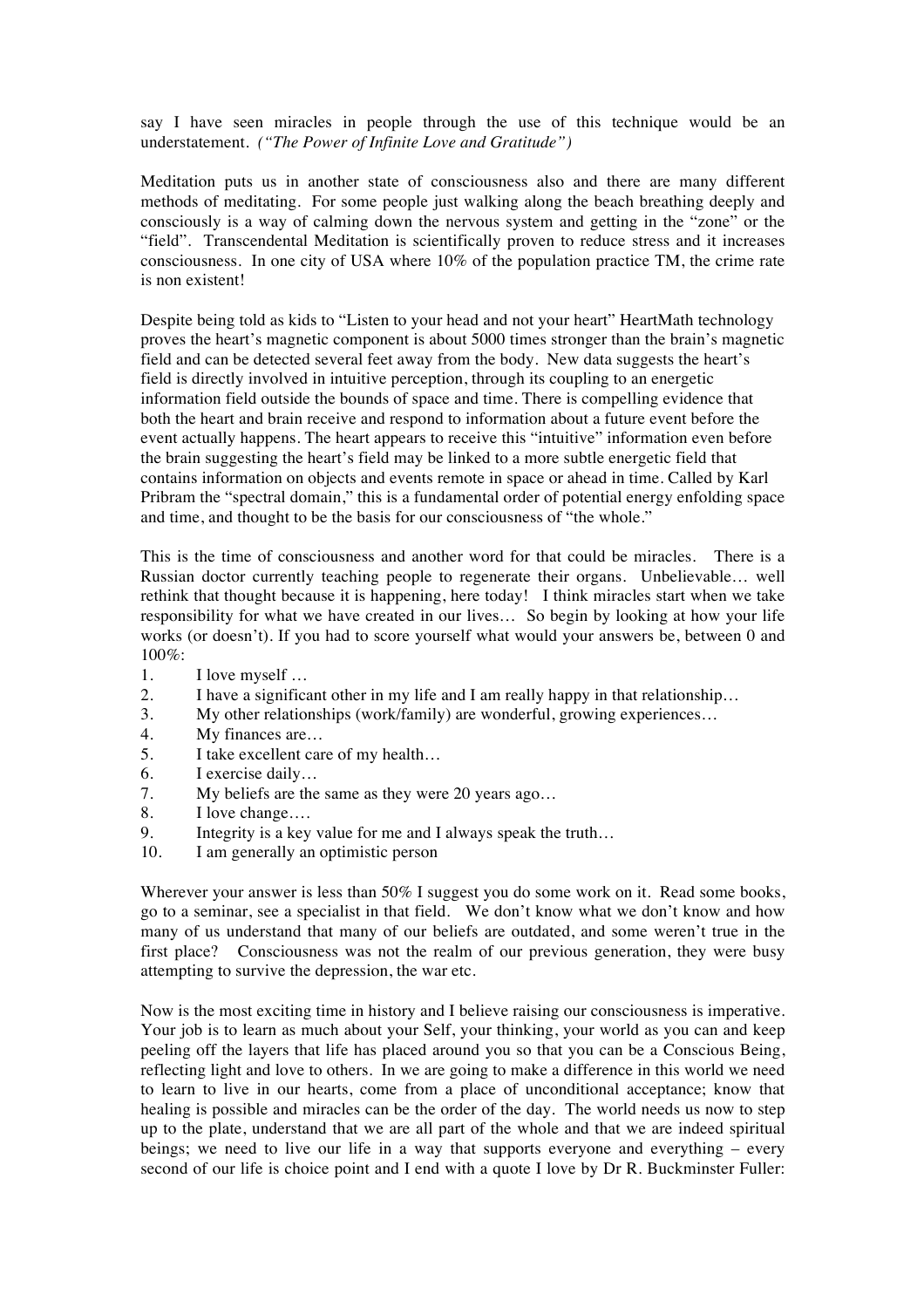say I have seen miracles in people through the use of this technique would be an understatement. *("The Power of Infinite Love and Gratitude")*

Meditation puts us in another state of consciousness also and there are many different methods of meditating. For some people just walking along the beach breathing deeply and consciously is a way of calming down the nervous system and getting in the "zone" or the "field". Transcendental Meditation is scientifically proven to reduce stress and it increases consciousness. In one city of USA where 10% of the population practice TM, the crime rate is non existent!

Despite being told as kids to "Listen to your head and not your heart" HeartMath technology proves the heart's magnetic component is about 5000 times stronger than the brain's magnetic field and can be detected several feet away from the body. New data suggests the heart's field is directly involved in intuitive perception, through its coupling to an energetic information field outside the bounds of space and time. There is compelling evidence that both the heart and brain receive and respond to information about a future event before the event actually happens. The heart appears to receive this "intuitive" information even before the brain suggesting the heart's field may be linked to a more subtle energetic field that contains information on objects and events remote in space or ahead in time. Called by Karl Pribram the "spectral domain," this is a fundamental order of potential energy enfolding space and time, and thought to be the basis for our consciousness of "the whole."

This is the time of consciousness and another word for that could be miracles. There is a Russian doctor currently teaching people to regenerate their organs. Unbelievable… well rethink that thought because it is happening, here today! I think miracles start when we take responsibility for what we have created in our lives… So begin by looking at how your life works (or doesn't). If you had to score yourself what would your answers be, between 0 and 100%:

1. I love myself …
2. I have a significant other in my life and I am really happy in that relationship…
3. My other relationships (work/family) are wonderful, growing experiences…
4. My finances are…
5. I take excellent care of my health…
6. I exercise daily…
7. My beliefs are the same as they were 20 years ago…
8. I love change….
9. Integrity is a key value for me and I always speak the truth…
10. I am generally an optimistic person

Wherever your answer is less than 50% I suggest you do some work on it. Read some books, go to a seminar, see a specialist in that field. We don't know what we don't know and how many of us understand that many of our beliefs are outdated, and some weren't true in the first place? Consciousness was not the realm of our previous generation, they were busy attempting to survive the depression, the war etc.

Now is the most exciting time in history and I believe raising our consciousness is imperative. Your job is to learn as much about your Self, your thinking, your world as you can and keep peeling off the layers that life has placed around you so that you can be a Conscious Being, reflecting light and love to others. In we are going to make a difference in this world we need to learn to live in our hearts, come from a place of unconditional acceptance; know that healing is possible and miracles can be the order of the day. The world needs us now to step up to the plate, understand that we are all part of the whole and that we are indeed spiritual beings; we need to live our life in a way that supports everyone and everything – every second of our life is choice point and I end with a quote I love by Dr R. Buckminster Fuller: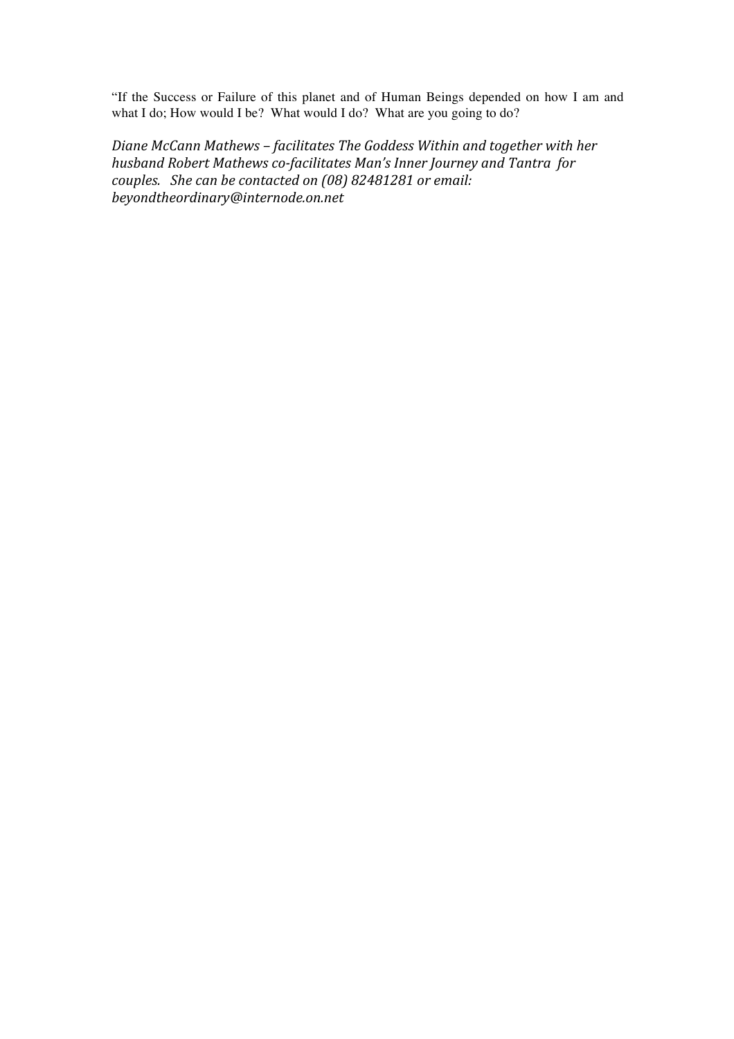"If the Success or Failure of this planet and of Human Beings depended on how I am and what I do; How would I be? What would I do? What are you going to do?

*Diane McCann Mathews – facilitates The Goddess Within and together with her husband Robert Mathews co-facilitates Man's Inner Journey and Tantra for couples. She can be contacted on (08) 82481281 or email: beyondtheordinary@internode.on.net*